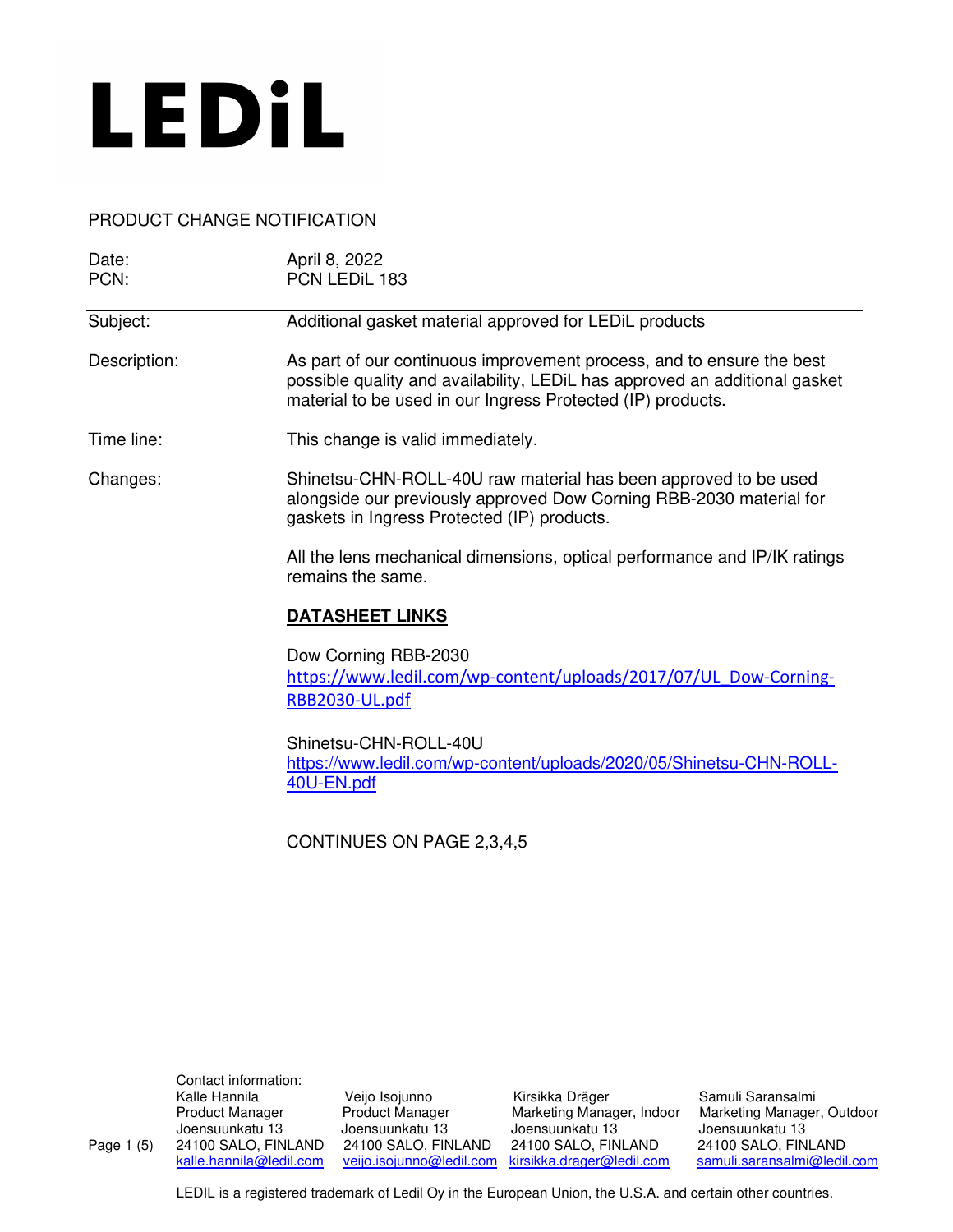# LEDiL

PRODUCT CHANGE NOTIFICATION

| | |
|---|---|
| Date: | April 8, 2022 |
| PCN: | PCN LEDiL 183 |

**Subject:** Additional gasket material approved for LEDiL products

**Description:** As part of our continuous improvement process, and to ensure the best possible quality and availability, LEDiL has approved an additional gasket material to be used in our Ingress Protected (IP) products.

**Time line:** This change is valid immediately.

**Changes:** Shinetsu-CHN-ROLL-40U raw material has been approved to be used alongside our previously approved Dow Corning RBB-2030 material for gaskets in Ingress Protected (IP) products.

All the lens mechanical dimensions, optical performance and IP/IK ratings remains the same.

**DATASHEET LINKS**

Dow Corning RBB-2030
https://www.ledil.com/wp-content/uploads/2017/07/UL_Dow-Corning-RBB2030-UL.pdf

Shinetsu-CHN-ROLL-40U
https://www.ledil.com/wp-content/uploads/2020/05/Shinetsu-CHN-ROLL-40U-EN.pdf

CONTINUES ON PAGE 2,3,4,5

Contact information:

| | | | |
|---|---|---|---|
| Kalle Hannila | Veijo Isojunno | Kirsikka Dräger | Samuli Saransalmi |
| Product Manager | Product Manager | Marketing Manager, Indoor | Marketing Manager, Outdoor |
| Joensuunkatu 13 | Joensuunkatu 13 | Joensuunkatu 13 | Joensuunkatu 13 |
| 24100 SALO, FINLAND | 24100 SALO, FINLAND | 24100 SALO, FINLAND | 24100 SALO, FINLAND |
| kalle.hannila@ledil.com | veijo.isojunno@ledil.com | kirsikka.drager@ledil.com | samuli.saransalmi@ledil.com |

LEDIL is a registered trademark of Ledil Oy in the European Union, the U.S.A. and certain other countries.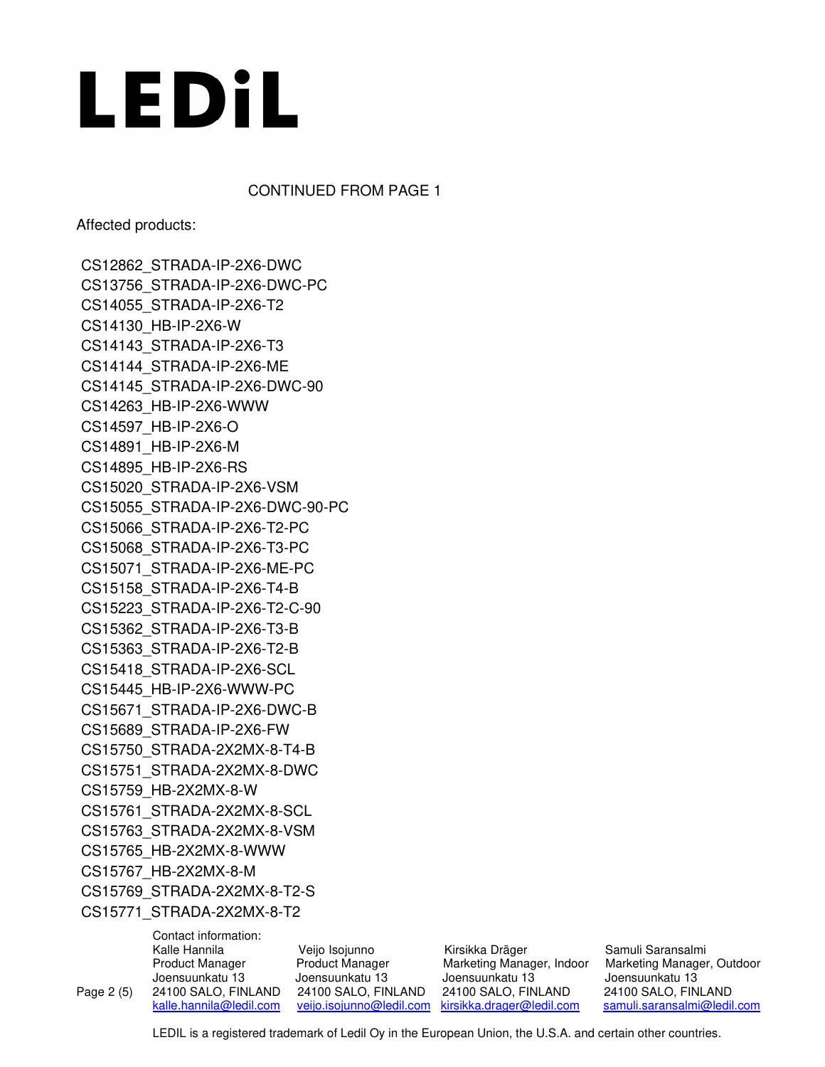LEDiL

CONTINUED FROM PAGE 1

Affected products:

CS12862_STRADA-IP-2X6-DWC
CS13756_STRADA-IP-2X6-DWC-PC
CS14055_STRADA-IP-2X6-T2
CS14130_HB-IP-2X6-W
CS14143_STRADA-IP-2X6-T3
CS14144_STRADA-IP-2X6-ME
CS14145_STRADA-IP-2X6-DWC-90
CS14263_HB-IP-2X6-WWW
CS14597_HB-IP-2X6-O
CS14891_HB-IP-2X6-M
CS14895_HB-IP-2X6-RS
CS15020_STRADA-IP-2X6-VSM
CS15055_STRADA-IP-2X6-DWC-90-PC
CS15066_STRADA-IP-2X6-T2-PC
CS15068_STRADA-IP-2X6-T3-PC
CS15071_STRADA-IP-2X6-ME-PC
CS15158_STRADA-IP-2X6-T4-B
CS15223_STRADA-IP-2X6-T2-C-90
CS15362_STRADA-IP-2X6-T3-B
CS15363_STRADA-IP-2X6-T2-B
CS15418_STRADA-IP-2X6-SCL
CS15445_HB-IP-2X6-WWW-PC
CS15671_STRADA-IP-2X6-DWC-B
CS15689_STRADA-IP-2X6-FW
CS15750_STRADA-2X2MX-8-T4-B
CS15751_STRADA-2X2MX-8-DWC
CS15759_HB-2X2MX-8-W
CS15761_STRADA-2X2MX-8-SCL
CS15763_STRADA-2X2MX-8-VSM
CS15765_HB-2X2MX-8-WWW
CS15767_HB-2X2MX-8-M
CS15769_STRADA-2X2MX-8-T2-S
CS15771_STRADA-2X2MX-8-T2

Contact information:

| Kalle Hannila | Veijo Isojunno | Kirsikka Dräger | Samuli Saransalmi |
|---|---|---|---|
| Product Manager | Product Manager | Marketing Manager, Indoor | Marketing Manager, Outdoor |
| Joensuunkatu 13 | Joensuunkatu 13 | Joensuunkatu 13 | Joensuunkatu 13 |
| 24100 SALO, FINLAND | 24100 SALO, FINLAND | 24100 SALO, FINLAND | 24100 SALO, FINLAND |
| kalle.hannila@ledil.com | veijo.isojunno@ledil.com | kirsikka.drager@ledil.com | samuli.saransalmi@ledil.com |

LEDIL is a registered trademark of Ledil Oy in the European Union, the U.S.A. and certain other countries.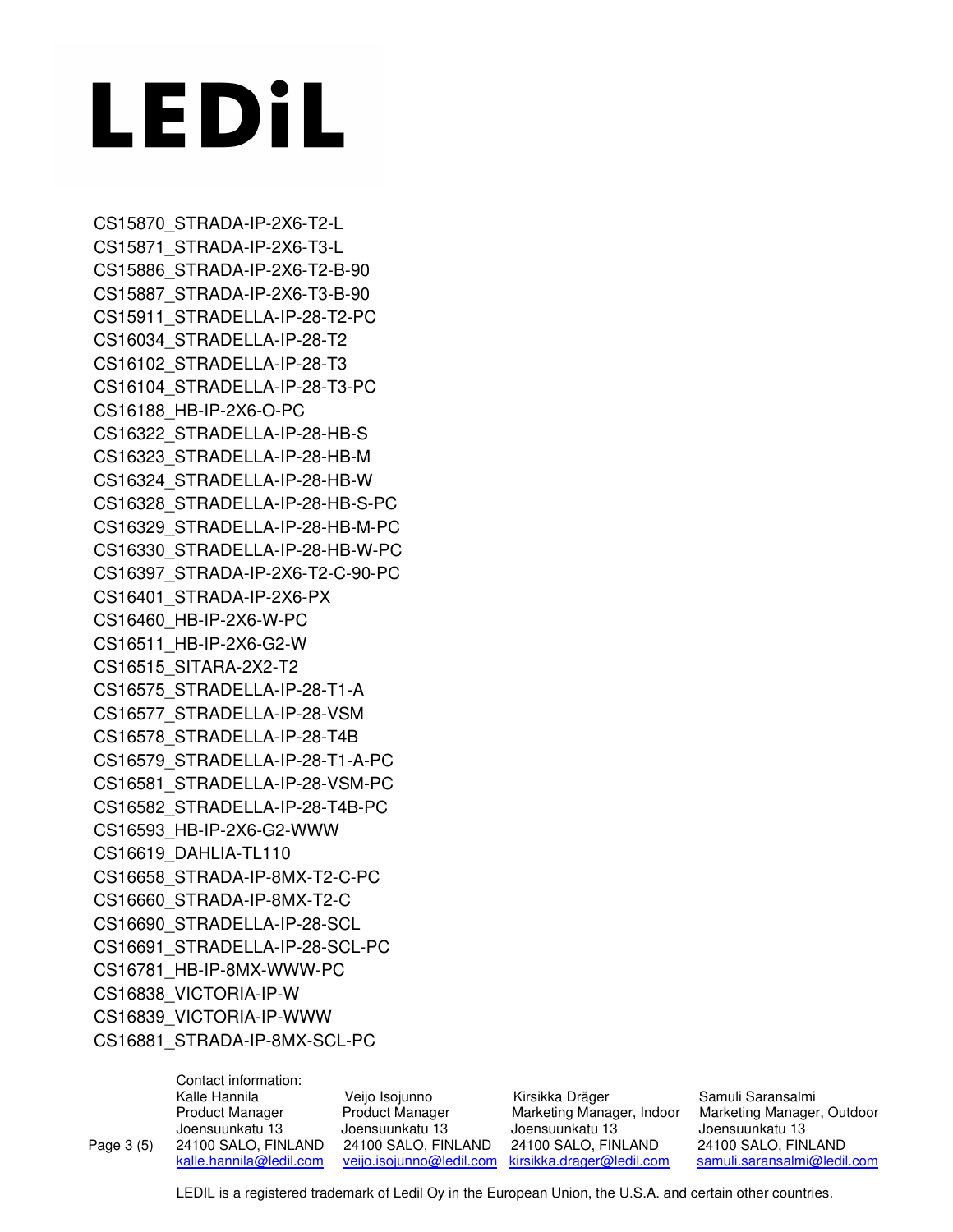LEDiL

CS15870_STRADA-IP-2X6-T2-L
CS15871_STRADA-IP-2X6-T3-L
CS15886_STRADA-IP-2X6-T2-B-90
CS15887_STRADA-IP-2X6-T3-B-90
CS15911_STRADELLA-IP-28-T2-PC
CS16034_STRADELLA-IP-28-T2
CS16102_STRADELLA-IP-28-T3
CS16104_STRADELLA-IP-28-T3-PC
CS16188_HB-IP-2X6-O-PC
CS16322_STRADELLA-IP-28-HB-S
CS16323_STRADELLA-IP-28-HB-M
CS16324_STRADELLA-IP-28-HB-W
CS16328_STRADELLA-IP-28-HB-S-PC
CS16329_STRADELLA-IP-28-HB-M-PC
CS16330_STRADELLA-IP-28-HB-W-PC
CS16397_STRADA-IP-2X6-T2-C-90-PC
CS16401_STRADA-IP-2X6-PX
CS16460_HB-IP-2X6-W-PC
CS16511_HB-IP-2X6-G2-W
CS16515_SITARA-2X2-T2
CS16575_STRADELLA-IP-28-T1-A
CS16577_STRADELLA-IP-28-VSM
CS16578_STRADELLA-IP-28-T4B
CS16579_STRADELLA-IP-28-T1-A-PC
CS16581_STRADELLA-IP-28-VSM-PC
CS16582_STRADELLA-IP-28-T4B-PC
CS16593_HB-IP-2X6-G2-WWW
CS16619_DAHLIA-TL110
CS16658_STRADA-IP-8MX-T2-C-PC
CS16660_STRADA-IP-8MX-T2-C
CS16690_STRADELLA-IP-28-SCL
CS16691_STRADELLA-IP-28-SCL-PC
CS16781_HB-IP-8MX-WWW-PC
CS16838_VICTORIA-IP-W
CS16839_VICTORIA-IP-WWW
CS16881_STRADA-IP-8MX-SCL-PC

Contact information:

| Kalle Hannila | Veijo Isojunno | Kirsikka Dräger | Samuli Saransalmi |
|---|---|---|---|
| Product Manager | Product Manager | Marketing Manager, Indoor | Marketing Manager, Outdoor |
| Joensuunkatu 13 | Joensuunkatu 13 | Joensuunkatu 13 | Joensuunkatu 13 |
| 24100 SALO, FINLAND | 24100 SALO, FINLAND | 24100 SALO, FINLAND | 24100 SALO, FINLAND |
| kalle.hannila@ledil.com | veijo.isojunno@ledil.com | kirsikka.drager@ledil.com | samuli.saransalmi@ledil.com |

LEDIL is a registered trademark of Ledil Oy in the European Union, the U.S.A. and certain other countries.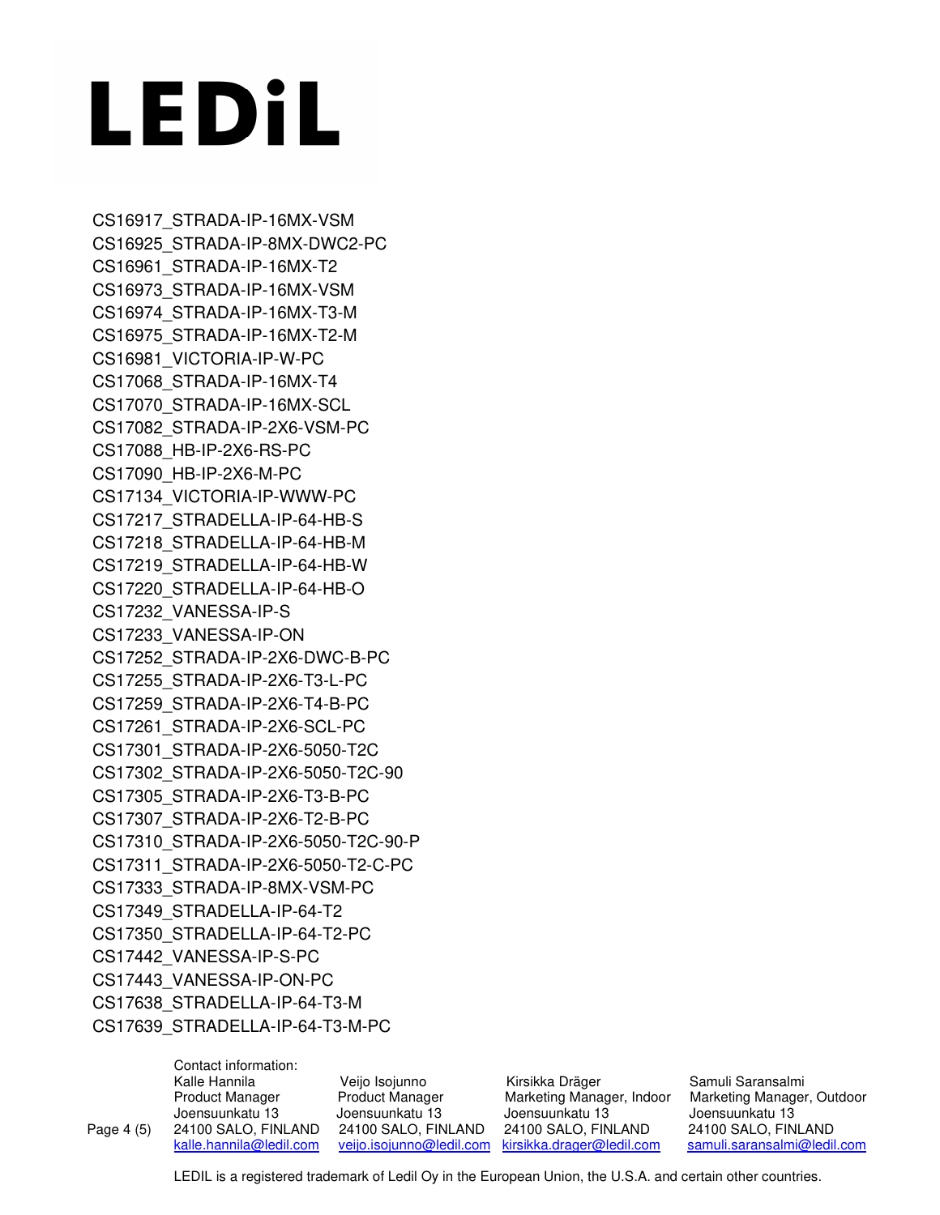LEDiL

CS16917_STRADA-IP-16MX-VSM
CS16925_STRADA-IP-8MX-DWC2-PC
CS16961_STRADA-IP-16MX-T2
CS16973_STRADA-IP-16MX-VSM
CS16974_STRADA-IP-16MX-T3-M
CS16975_STRADA-IP-16MX-T2-M
CS16981_VICTORIA-IP-W-PC
CS17068_STRADA-IP-16MX-T4
CS17070_STRADA-IP-16MX-SCL
CS17082_STRADA-IP-2X6-VSM-PC
CS17088_HB-IP-2X6-RS-PC
CS17090_HB-IP-2X6-M-PC
CS17134_VICTORIA-IP-WWW-PC
CS17217_STRADELLA-IP-64-HB-S
CS17218_STRADELLA-IP-64-HB-M
CS17219_STRADELLA-IP-64-HB-W
CS17220_STRADELLA-IP-64-HB-O
CS17232_VANESSA-IP-S
CS17233_VANESSA-IP-ON
CS17252_STRADA-IP-2X6-DWC-B-PC
CS17255_STRADA-IP-2X6-T3-L-PC
CS17259_STRADA-IP-2X6-T4-B-PC
CS17261_STRADA-IP-2X6-SCL-PC
CS17301_STRADA-IP-2X6-5050-T2C
CS17302_STRADA-IP-2X6-5050-T2C-90
CS17305_STRADA-IP-2X6-T3-B-PC
CS17307_STRADA-IP-2X6-T2-B-PC
CS17310_STRADA-IP-2X6-5050-T2C-90-P
CS17311_STRADA-IP-2X6-5050-T2-C-PC
CS17333_STRADA-IP-8MX-VSM-PC
CS17349_STRADELLA-IP-64-T2
CS17350_STRADELLA-IP-64-T2-PC
CS17442_VANESSA-IP-S-PC
CS17443_VANESSA-IP-ON-PC
CS17638_STRADELLA-IP-64-T3-M
CS17639_STRADELLA-IP-64-T3-M-PC

Contact information:

| Kalle Hannila | Veijo Isojunno | Kirsikka Dräger | Samuli Saransalmi |
|---|---|---|---|
| Product Manager | Product Manager | Marketing Manager, Indoor | Marketing Manager, Outdoor |
| Joensuunkatu 13 | Joensuunkatu 13 | Joensuunkatu 13 | Joensuunkatu 13 |
| 24100 SALO, FINLAND | 24100 SALO, FINLAND | 24100 SALO, FINLAND | 24100 SALO, FINLAND |
| kalle.hannila@ledil.com | veijo.isojunno@ledil.com | kirsikka.drager@ledil.com | samuli.saransalmi@ledil.com |

LEDIL is a registered trademark of Ledil Oy in the European Union, the U.S.A. and certain other countries.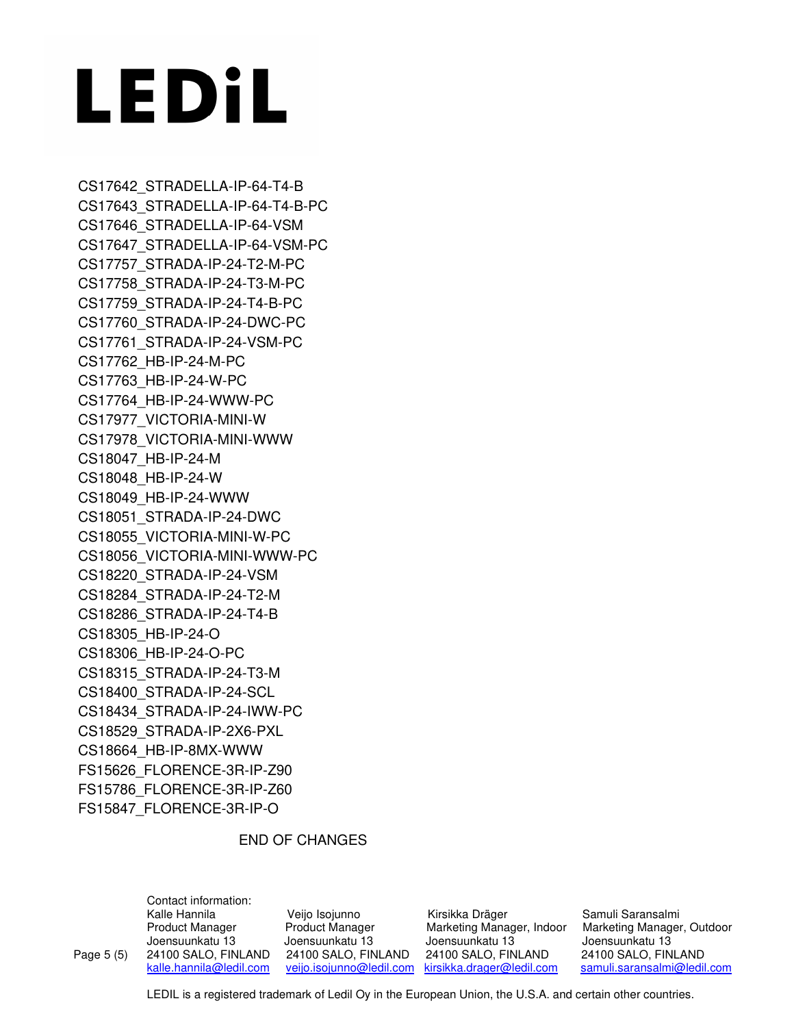LEDiL

CS17642_STRADELLA-IP-64-T4-B
CS17643_STRADELLA-IP-64-T4-B-PC
CS17646_STRADELLA-IP-64-VSM
CS17647_STRADELLA-IP-64-VSM-PC
CS17757_STRADA-IP-24-T2-M-PC
CS17758_STRADA-IP-24-T3-M-PC
CS17759_STRADA-IP-24-T4-B-PC
CS17760_STRADA-IP-24-DWC-PC
CS17761_STRADA-IP-24-VSM-PC
CS17762_HB-IP-24-M-PC
CS17763_HB-IP-24-W-PC
CS17764_HB-IP-24-WWW-PC
CS17977_VICTORIA-MINI-W
CS17978_VICTORIA-MINI-WWW
CS18047_HB-IP-24-M
CS18048_HB-IP-24-W
CS18049_HB-IP-24-WWW
CS18051_STRADA-IP-24-DWC
CS18055_VICTORIA-MINI-W-PC
CS18056_VICTORIA-MINI-WWW-PC
CS18220_STRADA-IP-24-VSM
CS18284_STRADA-IP-24-T2-M
CS18286_STRADA-IP-24-T4-B
CS18305_HB-IP-24-O
CS18306_HB-IP-24-O-PC
CS18315_STRADA-IP-24-T3-M
CS18400_STRADA-IP-24-SCL
CS18434_STRADA-IP-24-IWW-PC
CS18529_STRADA-IP-2X6-PXL
CS18664_HB-IP-8MX-WWW
FS15626_FLORENCE-3R-IP-Z90
FS15786_FLORENCE-3R-IP-Z60
FS15847_FLORENCE-3R-IP-O

END OF CHANGES

Contact information:

| | | | |
|---|---|---|---|
| Kalle Hannila | Veijo Isojunno | Kirsikka Dräger | Samuli Saransalmi |
| Product Manager | Product Manager | Marketing Manager, Indoor | Marketing Manager, Outdoor |
| Joensuunkatu 13 | Joensuunkatu 13 | Joensuunkatu 13 | Joensuunkatu 13 |
| 24100 SALO, FINLAND | 24100 SALO, FINLAND | 24100 SALO, FINLAND | 24100 SALO, FINLAND |
| kalle.hannila@ledil.com | veijo.isojunno@ledil.com | kirsikka.drager@ledil.com | samuli.saransalmi@ledil.com |

LEDIL is a registered trademark of Ledil Oy in the European Union, the U.S.A. and certain other countries.